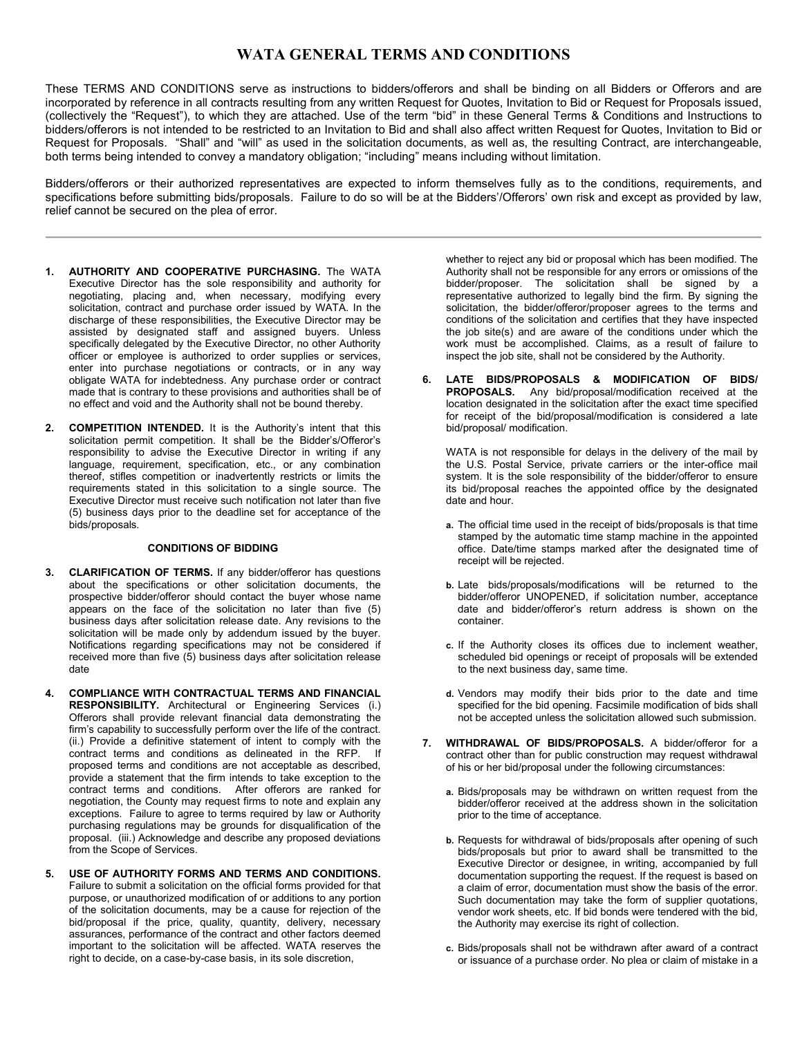# WATA GENERAL TERMS AND CONDITIONS

These TERMS AND CONDITIONS serve as instructions to bidders/offerors and shall be binding on all Bidders or Offerors and are incorporated by reference in all contracts resulting from any written Request for Quotes, Invitation to Bid or Request for Proposals issued, (collectively the "Request"), to which they are attached. Use of the term "bid" in these General Terms & Conditions and Instructions to bidders/offerors is not intended to be restricted to an Invitation to Bid and shall also affect written Request for Quotes, Invitation to Bid or Request for Proposals. "Shall" and "will" as used in the solicitation documents, as well as, the resulting Contract, are interchangeable, both terms being intended to convey a mandatory obligation; "including" means including without limitation.

Bidders/offerors or their authorized representatives are expected to inform themselves fully as to the conditions, requirements, and specifications before submitting bids/proposals. Failure to do so will be at the Bidders'/Offerors' own risk and except as provided by law, relief cannot be secured on the plea of error.

---

1. **AUTHORITY AND COOPERATIVE PURCHASING.** The WATA Executive Director has the sole responsibility and authority for negotiating, placing and, when necessary, modifying every solicitation, contract and purchase order issued by WATA. In the discharge of these responsibilities, the Executive Director may be assisted by designated staff and assigned buyers. Unless specifically delegated by the Executive Director, no other Authority officer or employee is authorized to order supplies or services, enter into purchase negotiations or contracts, or in any way obligate WATA for indebtedness. Any purchase order or contract made that is contrary to these provisions and authorities shall be of no effect and void and the Authority shall not be bound thereby.

2. **COMPETITION INTENDED.** It is the Authority's intent that this solicitation permit competition. It shall be the Bidder's/Offeror's responsibility to advise the Executive Director in writing if any language, requirement, specification, etc., or any combination thereof, stifles competition or inadvertently restricts or limits the requirements stated in this solicitation to a single source. The Executive Director must receive such notification not later than five (5) business days prior to the deadline set for acceptance of the bids/proposals.

**CONDITIONS OF BIDDING**

3. **CLARIFICATION OF TERMS.** If any bidder/offeror has questions about the specifications or other solicitation documents, the prospective bidder/offeror should contact the buyer whose name appears on the face of the solicitation no later than five (5) business days after solicitation release date. Any revisions to the solicitation will be made only by addendum issued by the buyer. Notifications regarding specifications may not be considered if received more than five (5) business days after solicitation release date

4. **COMPLIANCE WITH CONTRACTUAL TERMS AND FINANCIAL RESPONSIBILITY.** Architectural or Engineering Services (i.) Offerors shall provide relevant financial data demonstrating the firm's capability to successfully perform over the life of the contract. (ii.) Provide a definitive statement of intent to comply with the contract terms and conditions as delineated in the RFP. If proposed terms and conditions are not acceptable as described, provide a statement that the firm intends to take exception to the contract terms and conditions. After offerors are ranked for negotiation, the County may request firms to note and explain any exceptions. Failure to agree to terms required by law or Authority purchasing regulations may be grounds for disqualification of the proposal. (iii.) Acknowledge and describe any proposed deviations from the Scope of Services.

5. **USE OF AUTHORITY FORMS AND TERMS AND CONDITIONS.** Failure to submit a solicitation on the official forms provided for that purpose, or unauthorized modification of or additions to any portion of the solicitation documents, may be a cause for rejection of the bid/proposal if the price, quality, quantity, delivery, necessary assurances, performance of the contract and other factors deemed important to the solicitation will be affected. WATA reserves the right to decide, on a case-by-case basis, in its sole discretion, whether to reject any bid or proposal which has been modified. The Authority shall not be responsible for any errors or omissions of the bidder/proposer. The solicitation shall be signed by a representative authorized to legally bind the firm. By signing the solicitation, the bidder/offeror/proposer agrees to the terms and conditions of the solicitation and certifies that they have inspected the job site(s) and are aware of the conditions under which the work must be accomplished. Claims, as a result of failure to inspect the job site, shall not be considered by the Authority.

6. **LATE BIDS/PROPOSALS & MODIFICATION OF BIDS/ PROPOSALS.** Any bid/proposal/modification received at the location designated in the solicitation after the exact time specified for receipt of the bid/proposal/modification is considered a late bid/proposal/ modification.

   WATA is not responsible for delays in the delivery of the mail by the U.S. Postal Service, private carriers or the inter-office mail system. It is the sole responsibility of the bidder/offeror to ensure its bid/proposal reaches the appointed office by the designated date and hour.

   a. The official time used in the receipt of bids/proposals is that time stamped by the automatic time stamp machine in the appointed office. Date/time stamps marked after the designated time of receipt will be rejected.

   b. Late bids/proposals/modifications will be returned to the bidder/offeror UNOPENED, if solicitation number, acceptance date and bidder/offeror's return address is shown on the container.

   c. If the Authority closes its offices due to inclement weather, scheduled bid openings or receipt of proposals will be extended to the next business day, same time.

   d. Vendors may modify their bids prior to the date and time specified for the bid opening. Facsimile modification of bids shall not be accepted unless the solicitation allowed such submission.

7. **WITHDRAWAL OF BIDS/PROPOSALS.** A bidder/offeror for a contract other than for public construction may request withdrawal of his or her bid/proposal under the following circumstances:

   a. Bids/proposals may be withdrawn on written request from the bidder/offeror received at the address shown in the solicitation prior to the time of acceptance.

   b. Requests for withdrawal of bids/proposals after opening of such bids/proposals but prior to award shall be transmitted to the Executive Director or designee, in writing, accompanied by full documentation supporting the request. If the request is based on a claim of error, documentation must show the basis of the error. Such documentation may take the form of supplier quotations, vendor work sheets, etc. If bid bonds were tendered with the bid, the Authority may exercise its right of collection.

   c. Bids/proposals shall not be withdrawn after award of a contract or issuance of a purchase order. No plea or claim of mistake in a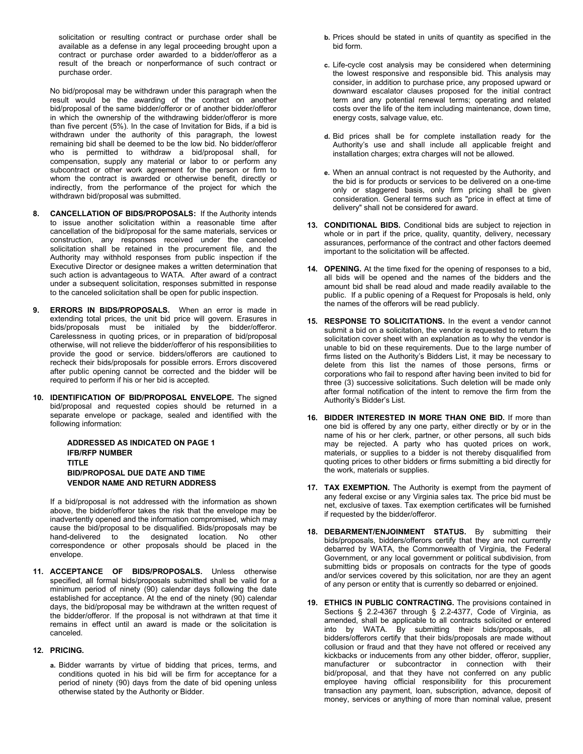solicitation or resulting contract or purchase order shall be available as a defense in any legal proceeding brought upon a contract or purchase order awarded to a bidder/offeror as a result of the breach or nonperformance of such contract or purchase order.

No bid/proposal may be withdrawn under this paragraph when the result would be the awarding of the contract on another bid/proposal of the same bidder/offeror or of another bidder/offeror in which the ownership of the withdrawing bidder/offeror is more than five percent (5%). In the case of Invitation for Bids, if a bid is withdrawn under the authority of this paragraph, the lowest remaining bid shall be deemed to be the low bid. No bidder/offeror who is permitted to withdraw a bid/proposal shall, for compensation, supply any material or labor to or perform any subcontract or other work agreement for the person or firm to whom the contract is awarded or otherwise benefit, directly or indirectly, from the performance of the project for which the withdrawn bid/proposal was submitted.

8. **CANCELLATION OF BIDS/PROPOSALS:** If the Authority intends to issue another solicitation within a reasonable time after cancellation of the bid/proposal for the same materials, services or construction, any responses received under the canceled solicitation shall be retained in the procurement file, and the Authority may withhold responses from public inspection if the Executive Director or designee makes a written determination that such action is advantageous to WATA. After award of a contract under a subsequent solicitation, responses submitted in response to the canceled solicitation shall be open for public inspection.

9. **ERRORS IN BIDS/PROPOSALS.** When an error is made in extending total prices, the unit bid price will govern. Erasures in bids/proposals must be initialed by the bidder/offeror. Carelessness in quoting prices, or in preparation of bid/proposal otherwise, will not relieve the bidder/offeror of his responsibilities to provide the good or service. bidders/offerors are cautioned to recheck their bids/proposals for possible errors. Errors discovered after public opening cannot be corrected and the bidder will be required to perform if his or her bid is accepted.

10. **IDENTIFICATION OF BID/PROPOSAL ENVELOPE.** The signed bid/proposal and requested copies should be returned in a separate envelope or package, sealed and identified with the following information:

    **ADDRESSED AS INDICATED ON PAGE 1**
    **IFB/RFP NUMBER**
    **TITLE**
    **BID/PROPOSAL DUE DATE AND TIME**
    **VENDOR NAME AND RETURN ADDRESS**

    If a bid/proposal is not addressed with the information as shown above, the bidder/offeror takes the risk that the envelope may be inadvertently opened and the information compromised, which may cause the bid/proposal to be disqualified. Bids/proposals may be hand-delivered to the designated location. No other correspondence or other proposals should be placed in the envelope.

11. **ACCEPTANCE OF BIDS/PROPOSALS.** Unless otherwise specified, all formal bids/proposals submitted shall be valid for a minimum period of ninety (90) calendar days following the date established for acceptance. At the end of the ninety (90) calendar days, the bid/proposal may be withdrawn at the written request of the bidder/offeror. If the proposal is not withdrawn at that time it remains in effect until an award is made or the solicitation is canceled.

12. **PRICING.**

    **a.** Bidder warrants by virtue of bidding that prices, terms, and conditions quoted in his bid will be firm for acceptance for a period of ninety (90) days from the date of bid opening unless otherwise stated by the Authority or Bidder.

    **b.** Prices should be stated in units of quantity as specified in the bid form.

    **c.** Life-cycle cost analysis may be considered when determining the lowest responsive and responsible bid. This analysis may consider, in addition to purchase price, any proposed upward or downward escalator clauses proposed for the initial contract term and any potential renewal terms; operating and related costs over the life of the item including maintenance, down time, energy costs, salvage value, etc.

    **d.** Bid prices shall be for complete installation ready for the Authority's use and shall include all applicable freight and installation charges; extra charges will not be allowed.

    **e.** When an annual contract is not requested by the Authority, and the bid is for products or services to be delivered on a one-time only or staggered basis, only firm pricing shall be given consideration. General terms such as "price in effect at time of delivery" shall not be considered for award.

13. **CONDITIONAL BIDS.** Conditional bids are subject to rejection in whole or in part if the price, quality, quantity, delivery, necessary assurances, performance of the contract and other factors deemed important to the solicitation will be affected.

14. **OPENING.** At the time fixed for the opening of responses to a bid, all bids will be opened and the names of the bidders and the amount bid shall be read aloud and made readily available to the public. If a public opening of a Request for Proposals is held, only the names of the offerors will be read publicly.

15. **RESPONSE TO SOLICITATIONS.** In the event a vendor cannot submit a bid on a solicitation, the vendor is requested to return the solicitation cover sheet with an explanation as to why the vendor is unable to bid on these requirements. Due to the large number of firms listed on the Authority's Bidders List, it may be necessary to delete from this list the names of those persons, firms or corporations who fail to respond after having been invited to bid for three (3) successive solicitations. Such deletion will be made only after formal notification of the intent to remove the firm from the Authority's Bidder's List.

16. **BIDDER INTERESTED IN MORE THAN ONE BID.** If more than one bid is offered by any one party, either directly or by or in the name of his or her clerk, partner, or other persons, all such bids may be rejected. A party who has quoted prices on work, materials, or supplies to a bidder is not thereby disqualified from quoting prices to other bidders or firms submitting a bid directly for the work, materials or supplies.

17. **TAX EXEMPTION.** The Authority is exempt from the payment of any federal excise or any Virginia sales tax. The price bid must be net, exclusive of taxes. Tax exemption certificates will be furnished if requested by the bidder/offeror.

18. **DEBARMENT/ENJOINMENT STATUS.** By submitting their bids/proposals, bidders/offerors certify that they are not currently debarred by WATA, the Commonwealth of Virginia, the Federal Government, or any local government or political subdivision, from submitting bids or proposals on contracts for the type of goods and/or services covered by this solicitation, nor are they an agent of any person or entity that is currently so debarred or enjoined.

19. **ETHICS IN PUBLIC CONTRACTING.** The provisions contained in Sections § 2.2-4367 through § 2.2-4377, Code of Virginia, as amended, shall be applicable to all contracts solicited or entered into by WATA. By submitting their bids/proposals, all bidders/offerors certify that their bids/proposals are made without collusion or fraud and that they have not offered or received any kickbacks or inducements from any other bidder, offeror, supplier, manufacturer or subcontractor in connection with their bid/proposal, and that they have not conferred on any public employee having official responsibility for this procurement transaction any payment, loan, subscription, advance, deposit of money, services or anything of more than nominal value, present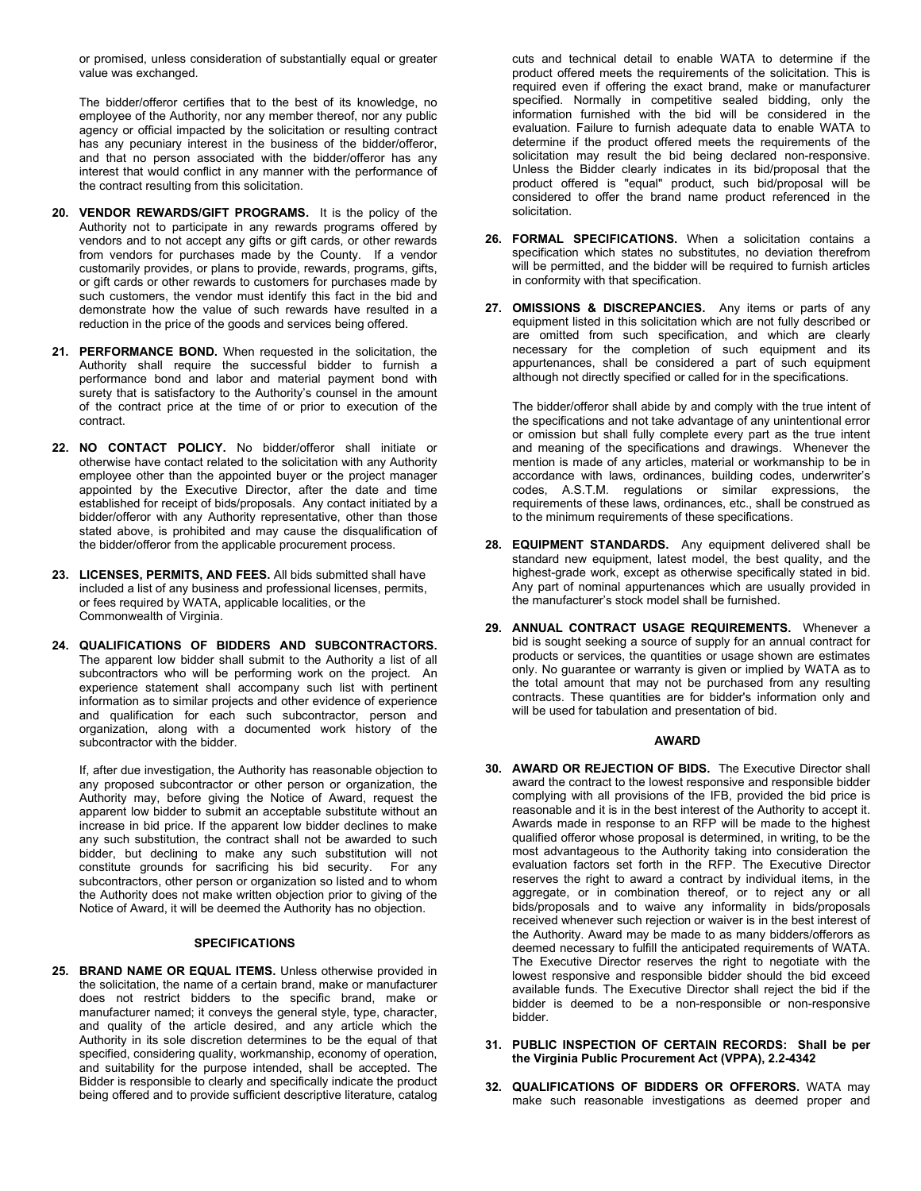or promised, unless consideration of substantially equal or greater value was exchanged.

The bidder/offeror certifies that to the best of its knowledge, no employee of the Authority, nor any member thereof, nor any public agency or official impacted by the solicitation or resulting contract has any pecuniary interest in the business of the bidder/offeror, and that no person associated with the bidder/offeror has any interest that would conflict in any manner with the performance of the contract resulting from this solicitation.

**20. VENDOR REWARDS/GIFT PROGRAMS.** It is the policy of the Authority not to participate in any rewards programs offered by vendors and to not accept any gifts or gift cards, or other rewards from vendors for purchases made by the County. If a vendor customarily provides, or plans to provide, rewards, programs, gifts, or gift cards or other rewards to customers for purchases made by such customers, the vendor must identify this fact in the bid and demonstrate how the value of such rewards have resulted in a reduction in the price of the goods and services being offered.

**21. PERFORMANCE BOND.** When requested in the solicitation, the Authority shall require the successful bidder to furnish a performance bond and labor and material payment bond with surety that is satisfactory to the Authority's counsel in the amount of the contract price at the time of or prior to execution of the contract.

**22. NO CONTACT POLICY.** No bidder/offeror shall initiate or otherwise have contact related to the solicitation with any Authority employee other than the appointed buyer or the project manager appointed by the Executive Director, after the date and time established for receipt of bids/proposals. Any contact initiated by a bidder/offeror with any Authority representative, other than those stated above, is prohibited and may cause the disqualification of the bidder/offeror from the applicable procurement process.

**23. LICENSES, PERMITS, AND FEES.** All bids submitted shall have included a list of any business and professional licenses, permits, or fees required by WATA, applicable localities, or the Commonwealth of Virginia.

**24. QUALIFICATIONS OF BIDDERS AND SUBCONTRACTORS.** The apparent low bidder shall submit to the Authority a list of all subcontractors who will be performing work on the project. An experience statement shall accompany such list with pertinent information as to similar projects and other evidence of experience and qualification for each such subcontractor, person and organization, along with a documented work history of the subcontractor with the bidder.

If, after due investigation, the Authority has reasonable objection to any proposed subcontractor or other person or organization, the Authority may, before giving the Notice of Award, request the apparent low bidder to submit an acceptable substitute without an increase in bid price. If the apparent low bidder declines to make any such substitution, the contract shall not be awarded to such bidder, but declining to make any such substitution will not constitute grounds for sacrificing his bid security. For any subcontractors, other person or organization so listed and to whom the Authority does not make written objection prior to giving of the Notice of Award, it will be deemed the Authority has no objection.

#### SPECIFICATIONS

**25. BRAND NAME OR EQUAL ITEMS.** Unless otherwise provided in the solicitation, the name of a certain brand, make or manufacturer does not restrict bidders to the specific brand, make or manufacturer named; it conveys the general style, type, character, and quality of the article desired, and any article which the Authority in its sole discretion determines to be the equal of that specified, considering quality, workmanship, economy of operation, and suitability for the purpose intended, shall be accepted. The Bidder is responsible to clearly and specifically indicate the product being offered and to provide sufficient descriptive literature, catalog cuts and technical detail to enable WATA to determine if the product offered meets the requirements of the solicitation. This is required even if offering the exact brand, make or manufacturer specified. Normally in competitive sealed bidding, only the information furnished with the bid will be considered in the evaluation. Failure to furnish adequate data to enable WATA to determine if the product offered meets the requirements of the solicitation may result the bid being declared non-responsive. Unless the Bidder clearly indicates in its bid/proposal that the product offered is "equal" product, such bid/proposal will be considered to offer the brand name product referenced in the solicitation.

**26. FORMAL SPECIFICATIONS.** When a solicitation contains a specification which states no substitutes, no deviation therefrom will be permitted, and the bidder will be required to furnish articles in conformity with that specification.

**27. OMISSIONS & DISCREPANCIES.** Any items or parts of any equipment listed in this solicitation which are not fully described or are omitted from such specification, and which are clearly necessary for the completion of such equipment and its appurtenances, shall be considered a part of such equipment although not directly specified or called for in the specifications.

The bidder/offeror shall abide by and comply with the true intent of the specifications and not take advantage of any unintentional error or omission but shall fully complete every part as the true intent and meaning of the specifications and drawings. Whenever the mention is made of any articles, material or workmanship to be in accordance with laws, ordinances, building codes, underwriter's codes, A.S.T.M. regulations or similar expressions, the requirements of these laws, ordinances, etc., shall be construed as to the minimum requirements of these specifications.

**28. EQUIPMENT STANDARDS.** Any equipment delivered shall be standard new equipment, latest model, the best quality, and the highest-grade work, except as otherwise specifically stated in bid. Any part of nominal appurtenances which are usually provided in the manufacturer's stock model shall be furnished.

**29. ANNUAL CONTRACT USAGE REQUIREMENTS.** Whenever a bid is sought seeking a source of supply for an annual contract for products or services, the quantities or usage shown are estimates only. No guarantee or warranty is given or implied by WATA as to the total amount that may not be purchased from any resulting contracts. These quantities are for bidder's information only and will be used for tabulation and presentation of bid.

#### AWARD

**30. AWARD OR REJECTION OF BIDS.** The Executive Director shall award the contract to the lowest responsive and responsible bidder complying with all provisions of the IFB, provided the bid price is reasonable and it is in the best interest of the Authority to accept it. Awards made in response to an RFP will be made to the highest qualified offeror whose proposal is determined, in writing, to be the most advantageous to the Authority taking into consideration the evaluation factors set forth in the RFP. The Executive Director reserves the right to award a contract by individual items, in the aggregate, or in combination thereof, or to reject any or all bids/proposals and to waive any informality in bids/proposals received whenever such rejection or waiver is in the best interest of the Authority. Award may be made to as many bidders/offerors as deemed necessary to fulfill the anticipated requirements of WATA. The Executive Director reserves the right to negotiate with the lowest responsive and responsible bidder should the bid exceed available funds. The Executive Director shall reject the bid if the bidder is deemed to be a non-responsible or non-responsive bidder.

**31. PUBLIC INSPECTION OF CERTAIN RECORDS: Shall be per the Virginia Public Procurement Act (VPPA), 2.2-4342**

**32. QUALIFICATIONS OF BIDDERS OR OFFERORS.** WATA may make such reasonable investigations as deemed proper and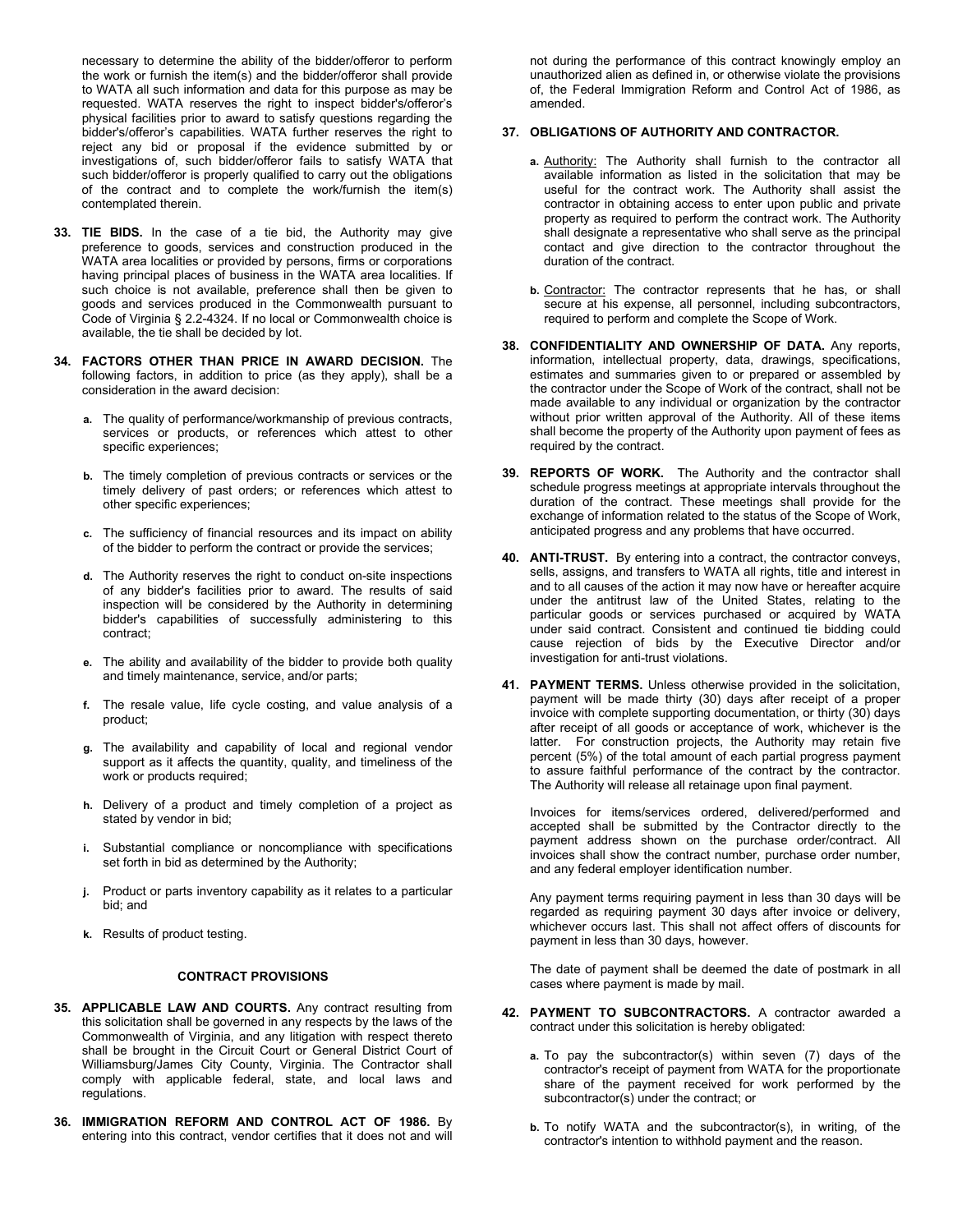necessary to determine the ability of the bidder/offeror to perform the work or furnish the item(s) and the bidder/offeror shall provide to WATA all such information and data for this purpose as may be requested. WATA reserves the right to inspect bidder's/offeror's physical facilities prior to award to satisfy questions regarding the bidder's/offeror's capabilities. WATA further reserves the right to reject any bid or proposal if the evidence submitted by or investigations of, such bidder/offeror fails to satisfy WATA that such bidder/offeror is properly qualified to carry out the obligations of the contract and to complete the work/furnish the item(s) contemplated therein.

33. **TIE BIDS.** In the case of a tie bid, the Authority may give preference to goods, services and construction produced in the WATA area localities or provided by persons, firms or corporations having principal places of business in the WATA area localities. If such choice is not available, preference shall then be given to goods and services produced in the Commonwealth pursuant to Code of Virginia § 2.2-4324. If no local or Commonwealth choice is available, the tie shall be decided by lot.

34. **FACTORS OTHER THAN PRICE IN AWARD DECISION.** The following factors, in addition to price (as they apply), shall be a consideration in the award decision:

    a. The quality of performance/workmanship of previous contracts, services or products, or references which attest to other specific experiences;

    b. The timely completion of previous contracts or services or the timely delivery of past orders; or references which attest to other specific experiences;

    c. The sufficiency of financial resources and its impact on ability of the bidder to perform the contract or provide the services;

    d. The Authority reserves the right to conduct on-site inspections of any bidder's facilities prior to award. The results of said inspection will be considered by the Authority in determining bidder's capabilities of successfully administering to this contract;

    e. The ability and availability of the bidder to provide both quality and timely maintenance, service, and/or parts;

    f. The resale value, life cycle costing, and value analysis of a product;

    g. The availability and capability of local and regional vendor support as it affects the quantity, quality, and timeliness of the work or products required;

    h. Delivery of a product and timely completion of a project as stated by vendor in bid;

    i. Substantial compliance or noncompliance with specifications set forth in bid as determined by the Authority;

    j. Product or parts inventory capability as it relates to a particular bid; and

    k. Results of product testing.

## CONTRACT PROVISIONS

35. **APPLICABLE LAW AND COURTS.** Any contract resulting from this solicitation shall be governed in any respects by the laws of the Commonwealth of Virginia, and any litigation with respect thereto shall be brought in the Circuit Court or General District Court of Williamsburg/James City County, Virginia. The Contractor shall comply with applicable federal, state, and local laws and regulations.

36. **IMMIGRATION REFORM AND CONTROL ACT OF 1986.** By entering into this contract, vendor certifies that it does not and will not during the performance of this contract knowingly employ an unauthorized alien as defined in, or otherwise violate the provisions of, the Federal Immigration Reform and Control Act of 1986, as amended.

37. **OBLIGATIONS OF AUTHORITY AND CONTRACTOR.**

    a. Authority: The Authority shall furnish to the contractor all available information as listed in the solicitation that may be useful for the contract work. The Authority shall assist the contractor in obtaining access to enter upon public and private property as required to perform the contract work. The Authority shall designate a representative who shall serve as the principal contact and give direction to the contractor throughout the duration of the contract.

    b. Contractor: The contractor represents that he has, or shall secure at his expense, all personnel, including subcontractors, required to perform and complete the Scope of Work.

38. **CONFIDENTIALITY AND OWNERSHIP OF DATA.** Any reports, information, intellectual property, data, drawings, specifications, estimates and summaries given to or prepared or assembled by the contractor under the Scope of Work of the contract, shall not be made available to any individual or organization by the contractor without prior written approval of the Authority. All of these items shall become the property of the Authority upon payment of fees as required by the contract.

39. **REPORTS OF WORK.** The Authority and the contractor shall schedule progress meetings at appropriate intervals throughout the duration of the contract. These meetings shall provide for the exchange of information related to the status of the Scope of Work, anticipated progress and any problems that have occurred.

40. **ANTI-TRUST.** By entering into a contract, the contractor conveys, sells, assigns, and transfers to WATA all rights, title and interest in and to all causes of the action it may now have or hereafter acquire under the antitrust law of the United States, relating to the particular goods or services purchased or acquired by WATA under said contract. Consistent and continued tie bidding could cause rejection of bids by the Executive Director and/or investigation for anti-trust violations.

41. **PAYMENT TERMS.** Unless otherwise provided in the solicitation, payment will be made thirty (30) days after receipt of a proper invoice with complete supporting documentation, or thirty (30) days after receipt of all goods or acceptance of work, whichever is the latter. For construction projects, the Authority may retain five percent (5%) of the total amount of each partial progress payment to assure faithful performance of the contract by the contractor. The Authority will release all retainage upon final payment.

    Invoices for items/services ordered, delivered/performed and accepted shall be submitted by the Contractor directly to the payment address shown on the purchase order/contract. All invoices shall show the contract number, purchase order number, and any federal employer identification number.

    Any payment terms requiring payment in less than 30 days will be regarded as requiring payment 30 days after invoice or delivery, whichever occurs last. This shall not affect offers of discounts for payment in less than 30 days, however.

    The date of payment shall be deemed the date of postmark in all cases where payment is made by mail.

42. **PAYMENT TO SUBCONTRACTORS.** A contractor awarded a contract under this solicitation is hereby obligated:

    a. To pay the subcontractor(s) within seven (7) days of the contractor's receipt of payment from WATA for the proportionate share of the payment received for work performed by the subcontractor(s) under the contract; or

    b. To notify WATA and the subcontractor(s), in writing, of the contractor's intention to withhold payment and the reason.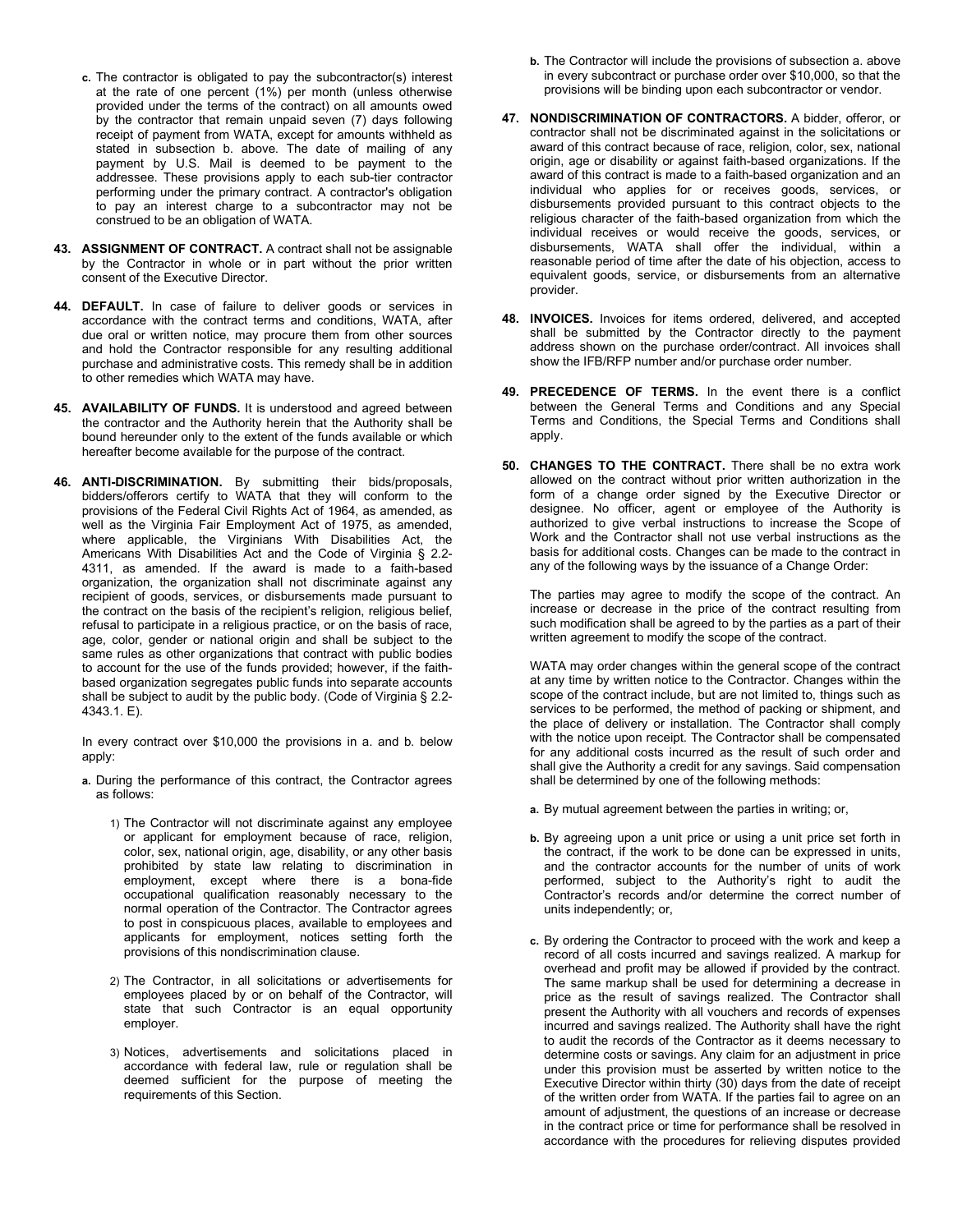**c.** The contractor is obligated to pay the subcontractor(s) interest at the rate of one percent (1%) per month (unless otherwise provided under the terms of the contract) on all amounts owed by the contractor that remain unpaid seven (7) days following receipt of payment from WATA, except for amounts withheld as stated in subsection b. above. The date of mailing of any payment by U.S. Mail is deemed to be payment to the addressee. These provisions apply to each sub-tier contractor performing under the primary contract. A contractor's obligation to pay an interest charge to a subcontractor may not be construed to be an obligation of WATA.

**43. ASSIGNMENT OF CONTRACT.** A contract shall not be assignable by the Contractor in whole or in part without the prior written consent of the Executive Director.

**44. DEFAULT.** In case of failure to deliver goods or services in accordance with the contract terms and conditions, WATA, after due oral or written notice, may procure them from other sources and hold the Contractor responsible for any resulting additional purchase and administrative costs. This remedy shall be in addition to other remedies which WATA may have.

**45. AVAILABILITY OF FUNDS.** It is understood and agreed between the contractor and the Authority herein that the Authority shall be bound hereunder only to the extent of the funds available or which hereafter become available for the purpose of the contract.

**46. ANTI-DISCRIMINATION.** By submitting their bids/proposals, bidders/offerors certify to WATA that they will conform to the provisions of the Federal Civil Rights Act of 1964, as amended, as well as the Virginia Fair Employment Act of 1975, as amended, where applicable, the Virginians With Disabilities Act, the Americans With Disabilities Act and the Code of Virginia § 2.2-4311, as amended. If the award is made to a faith-based organization, the organization shall not discriminate against any recipient of goods, services, or disbursements made pursuant to the contract on the basis of the recipient's religion, religious belief, refusal to participate in a religious practice, or on the basis of race, age, color, gender or national origin and shall be subject to the same rules as other organizations that contract with public bodies to account for the use of the funds provided; however, if the faith-based organization segregates public funds into separate accounts shall be subject to audit by the public body. (Code of Virginia § 2.2-4343.1. E).

In every contract over $10,000 the provisions in a. and b. below apply:

**a.** During the performance of this contract, the Contractor agrees as follows:

1) The Contractor will not discriminate against any employee or applicant for employment because of race, religion, color, sex, national origin, age, disability, or any other basis prohibited by state law relating to discrimination in employment, except where there is a bona-fide occupational qualification reasonably necessary to the normal operation of the Contractor. The Contractor agrees to post in conspicuous places, available to employees and applicants for employment, notices setting forth the provisions of this nondiscrimination clause.

2) The Contractor, in all solicitations or advertisements for employees placed by or on behalf of the Contractor, will state that such Contractor is an equal opportunity employer.

3) Notices, advertisements and solicitations placed in accordance with federal law, rule or regulation shall be deemed sufficient for the purpose of meeting the requirements of this Section.

**b.** The Contractor will include the provisions of subsection a. above in every subcontract or purchase order over $10,000, so that the provisions will be binding upon each subcontractor or vendor.

**47. NONDISCRIMINATION OF CONTRACTORS.** A bidder, offeror, or contractor shall not be discriminated against in the solicitations or award of this contract because of race, religion, color, sex, national origin, age or disability or against faith-based organizations. If the award of this contract is made to a faith-based organization and an individual who applies for or receives goods, services, or disbursements provided pursuant to this contract objects to the religious character of the faith-based organization from which the individual receives or would receive the goods, services, or disbursements, WATA shall offer the individual, within a reasonable period of time after the date of his objection, access to equivalent goods, service, or disbursements from an alternative provider.

**48. INVOICES.** Invoices for items ordered, delivered, and accepted shall be submitted by the Contractor directly to the payment address shown on the purchase order/contract. All invoices shall show the IFB/RFP number and/or purchase order number.

**49. PRECEDENCE OF TERMS.** In the event there is a conflict between the General Terms and Conditions and any Special Terms and Conditions, the Special Terms and Conditions shall apply.

**50. CHANGES TO THE CONTRACT.** There shall be no extra work allowed on the contract without prior written authorization in the form of a change order signed by the Executive Director or designee. No officer, agent or employee of the Authority is authorized to give verbal instructions to increase the Scope of Work and the Contractor shall not use verbal instructions as the basis for additional costs. Changes can be made to the contract in any of the following ways by the issuance of a Change Order:

The parties may agree to modify the scope of the contract. An increase or decrease in the price of the contract resulting from such modification shall be agreed to by the parties as a part of their written agreement to modify the scope of the contract.

WATA may order changes within the general scope of the contract at any time by written notice to the Contractor. Changes within the scope of the contract include, but are not limited to, things such as services to be performed, the method of packing or shipment, and the place of delivery or installation. The Contractor shall comply with the notice upon receipt. The Contractor shall be compensated for any additional costs incurred as the result of such order and shall give the Authority a credit for any savings. Said compensation shall be determined by one of the following methods:

**a.** By mutual agreement between the parties in writing; or,

**b.** By agreeing upon a unit price or using a unit price set forth in the contract, if the work to be done can be expressed in units, and the contractor accounts for the number of units of work performed, subject to the Authority's right to audit the Contractor's records and/or determine the correct number of units independently; or,

**c.** By ordering the Contractor to proceed with the work and keep a record of all costs incurred and savings realized. A markup for overhead and profit may be allowed if provided by the contract. The same markup shall be used for determining a decrease in price as the result of savings realized. The Contractor shall present the Authority with all vouchers and records of expenses incurred and savings realized. The Authority shall have the right to audit the records of the Contractor as it deems necessary to determine costs or savings. Any claim for an adjustment in price under this provision must be asserted by written notice to the Executive Director within thirty (30) days from the date of receipt of the written order from WATA. If the parties fail to agree on an amount of adjustment, the questions of an increase or decrease in the contract price or time for performance shall be resolved in accordance with the procedures for relieving disputes provided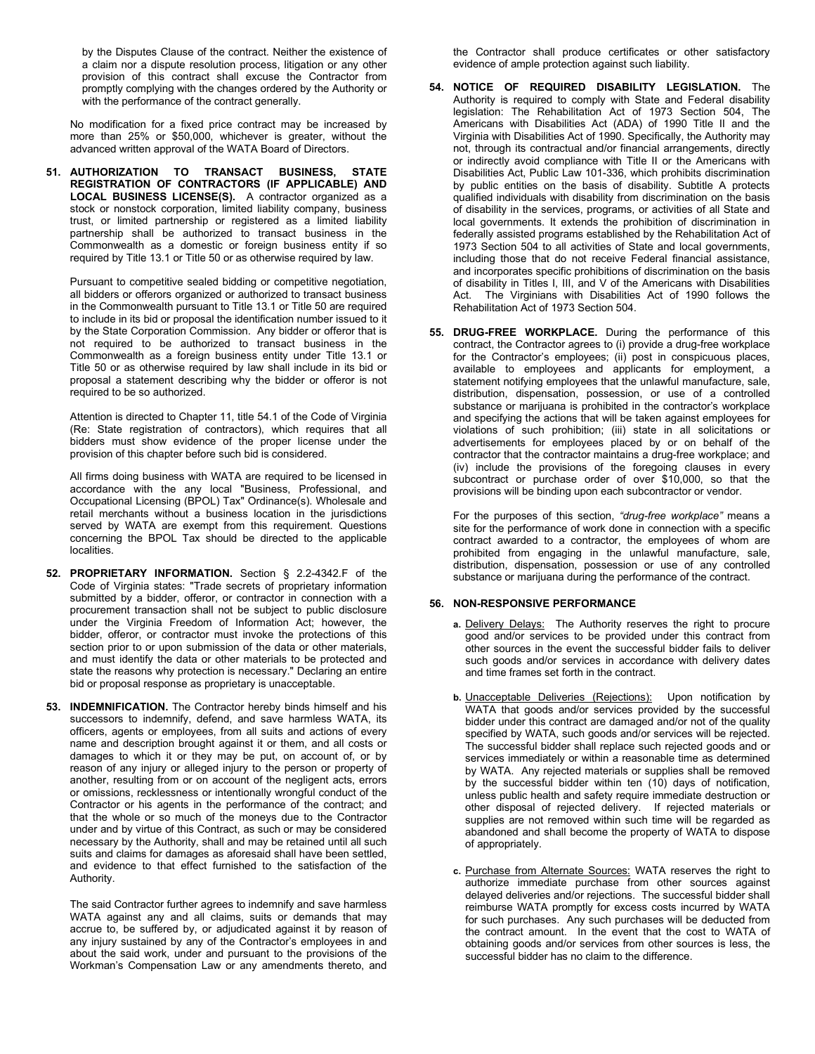by the Disputes Clause of the contract. Neither the existence of a claim nor a dispute resolution process, litigation or any other provision of this contract shall excuse the Contractor from promptly complying with the changes ordered by the Authority or with the performance of the contract generally.

No modification for a fixed price contract may be increased by more than 25% or $50,000, whichever is greater, without the advanced written approval of the WATA Board of Directors.

**51. AUTHORIZATION TO TRANSACT BUSINESS, STATE REGISTRATION OF CONTRACTORS (IF APPLICABLE) AND LOCAL BUSINESS LICENSE(S).** A contractor organized as a stock or nonstock corporation, limited liability company, business trust, or limited partnership or registered as a limited liability partnership shall be authorized to transact business in the Commonwealth as a domestic or foreign business entity if so required by Title 13.1 or Title 50 or as otherwise required by law.

Pursuant to competitive sealed bidding or competitive negotiation, all bidders or offerors organized or authorized to transact business in the Commonwealth pursuant to Title 13.1 or Title 50 are required to include in its bid or proposal the identification number issued to it by the State Corporation Commission. Any bidder or offeror that is not required to be authorized to transact business in the Commonwealth as a foreign business entity under Title 13.1 or Title 50 or as otherwise required by law shall include in its bid or proposal a statement describing why the bidder or offeror is not required to be so authorized.

Attention is directed to Chapter 11, title 54.1 of the Code of Virginia (Re: State registration of contractors), which requires that all bidders must show evidence of the proper license under the provision of this chapter before such bid is considered.

All firms doing business with WATA are required to be licensed in accordance with the any local "Business, Professional, and Occupational Licensing (BPOL) Tax" Ordinance(s). Wholesale and retail merchants without a business location in the jurisdictions served by WATA are exempt from this requirement. Questions concerning the BPOL Tax should be directed to the applicable localities.

**52. PROPRIETARY INFORMATION.** Section § 2.2-4342.F of the Code of Virginia states: "Trade secrets of proprietary information submitted by a bidder, offeror, or contractor in connection with a procurement transaction shall not be subject to public disclosure under the Virginia Freedom of Information Act; however, the bidder, offeror, or contractor must invoke the protections of this section prior to or upon submission of the data or other materials, and must identify the data or other materials to be protected and state the reasons why protection is necessary." Declaring an entire bid or proposal response as proprietary is unacceptable.

**53. INDEMNIFICATION.** The Contractor hereby binds himself and his successors to indemnify, defend, and save harmless WATA, its officers, agents or employees, from all suits and actions of every name and description brought against it or them, and all costs or damages to which it or they may be put, on account of, or by reason of any injury or alleged injury to the person or property of another, resulting from or on account of the negligent acts, errors or omissions, recklessness or intentionally wrongful conduct of the Contractor or his agents in the performance of the contract; and that the whole or so much of the moneys due to the Contractor under and by virtue of this Contract, as such or may be considered necessary by the Authority, shall and may be retained until all such suits and claims for damages as aforesaid shall have been settled, and evidence to that effect furnished to the satisfaction of the Authority.

The said Contractor further agrees to indemnify and save harmless WATA against any and all claims, suits or demands that may accrue to, be suffered by, or adjudicated against it by reason of any injury sustained by any of the Contractor's employees in and about the said work, under and pursuant to the provisions of the Workman's Compensation Law or any amendments thereto, and the Contractor shall produce certificates or other satisfactory evidence of ample protection against such liability.

**54. NOTICE OF REQUIRED DISABILITY LEGISLATION.** The Authority is required to comply with State and Federal disability legislation: The Rehabilitation Act of 1973 Section 504, The Americans with Disabilities Act (ADA) of 1990 Title II and the Virginia with Disabilities Act of 1990. Specifically, the Authority may not, through its contractual and/or financial arrangements, directly or indirectly avoid compliance with Title II or the Americans with Disabilities Act, Public Law 101-336, which prohibits discrimination by public entities on the basis of disability. Subtitle A protects qualified individuals with disability from discrimination on the basis of disability in the services, programs, or activities of all State and local governments. It extends the prohibition of discrimination in federally assisted programs established by the Rehabilitation Act of 1973 Section 504 to all activities of State and local governments, including those that do not receive Federal financial assistance, and incorporates specific prohibitions of discrimination on the basis of disability in Titles I, III, and V of the Americans with Disabilities Act. The Virginians with Disabilities Act of 1990 follows the Rehabilitation Act of 1973 Section 504.

**55. DRUG-FREE WORKPLACE.** During the performance of this contract, the Contractor agrees to (i) provide a drug-free workplace for the Contractor's employees; (ii) post in conspicuous places, available to employees and applicants for employment, a statement notifying employees that the unlawful manufacture, sale, distribution, dispensation, possession, or use of a controlled substance or marijuana is prohibited in the contractor's workplace and specifying the actions that will be taken against employees for violations of such prohibition; (iii) state in all solicitations or advertisements for employees placed by or on behalf of the contractor that the contractor maintains a drug-free workplace; and (iv) include the provisions of the foregoing clauses in every subcontract or purchase order of over $10,000, so that the provisions will be binding upon each subcontractor or vendor.

For the purposes of this section, *"drug-free workplace"* means a site for the performance of work done in connection with a specific contract awarded to a contractor, the employees of whom are prohibited from engaging in the unlawful manufacture, sale, distribution, dispensation, possession or use of any controlled substance or marijuana during the performance of the contract.

**56. NON-RESPONSIVE PERFORMANCE**

**a.** Delivery Delays: The Authority reserves the right to procure good and/or services to be provided under this contract from other sources in the event the successful bidder fails to deliver such goods and/or services in accordance with delivery dates and time frames set forth in the contract.

**b.** Unacceptable Deliveries (Rejections): Upon notification by WATA that goods and/or services provided by the successful bidder under this contract are damaged and/or not of the quality specified by WATA, such goods and/or services will be rejected. The successful bidder shall replace such rejected goods and or services immediately or within a reasonable time as determined by WATA. Any rejected materials or supplies shall be removed by the successful bidder within ten (10) days of notification, unless public health and safety require immediate destruction or other disposal of rejected delivery. If rejected materials or supplies are not removed within such time will be regarded as abandoned and shall become the property of WATA to dispose of appropriately.

**c.** Purchase from Alternate Sources: WATA reserves the right to authorize immediate purchase from other sources against delayed deliveries and/or rejections. The successful bidder shall reimburse WATA promptly for excess costs incurred by WATA for such purchases. Any such purchases will be deducted from the contract amount. In the event that the cost to WATA of obtaining goods and/or services from other sources is less, the successful bidder has no claim to the difference.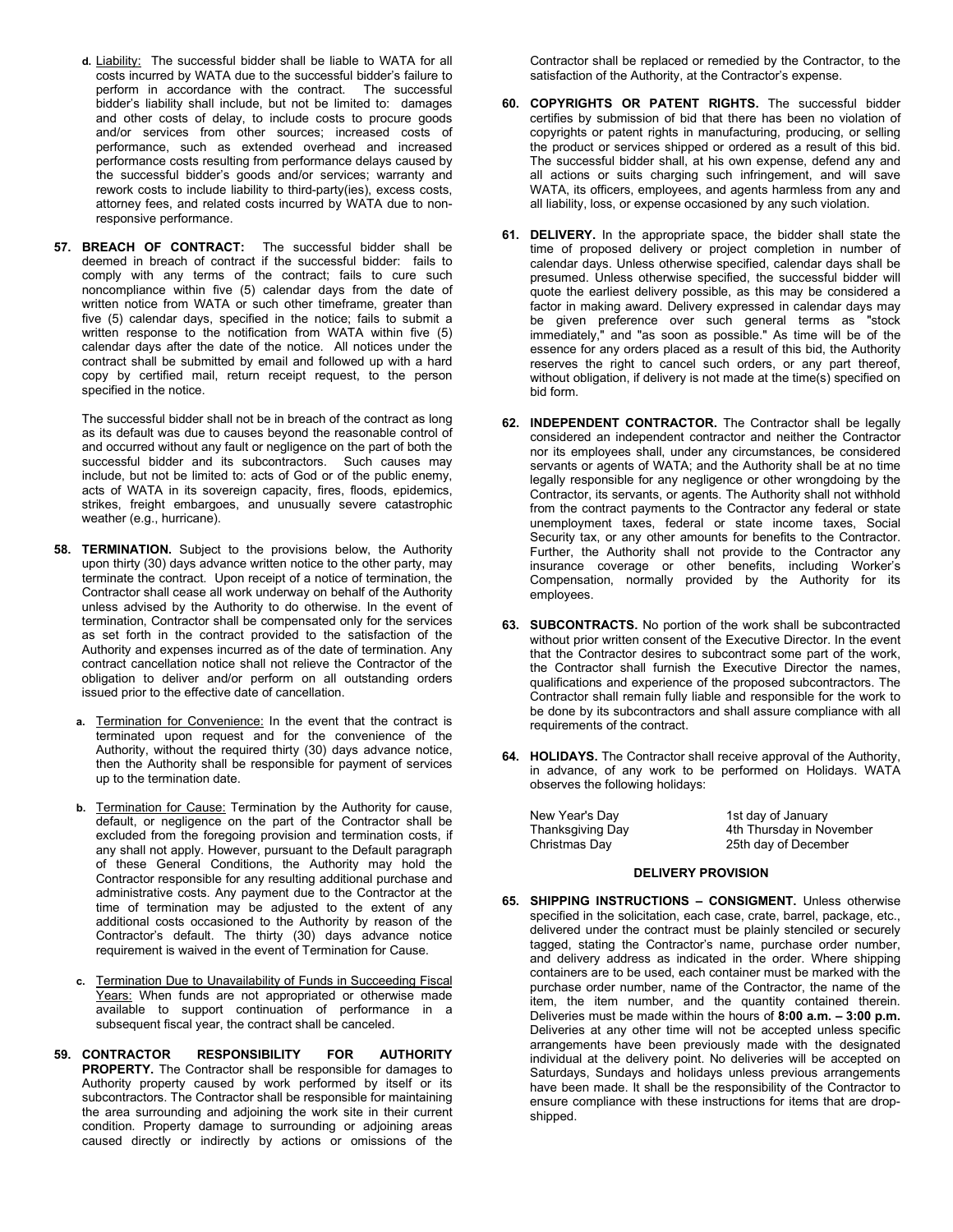d. Liability: The successful bidder shall be liable to WATA for all costs incurred by WATA due to the successful bidder's failure to perform in accordance with the contract. The successful bidder's liability shall include, but not be limited to: damages and other costs of delay, to include costs to procure goods and/or services from other sources; increased costs of performance, such as extended overhead and increased performance costs resulting from performance delays caused by the successful bidder's goods and/or services; warranty and rework costs to include liability to third-party(ies), excess costs, attorney fees, and related costs incurred by WATA due to non-responsive performance.

**57. BREACH OF CONTRACT:** The successful bidder shall be deemed in breach of contract if the successful bidder: fails to comply with any terms of the contract; fails to cure such noncompliance within five (5) calendar days from the date of written notice from WATA or such other timeframe, greater than five (5) calendar days, specified in the notice; fails to submit a written response to the notification from WATA within five (5) calendar days after the date of the notice. All notices under the contract shall be submitted by email and followed up with a hard copy by certified mail, return receipt request, to the person specified in the notice.

The successful bidder shall not be in breach of the contract as long as its default was due to causes beyond the reasonable control of and occurred without any fault or negligence on the part of both the successful bidder and its subcontractors. Such causes may include, but not be limited to: acts of God or of the public enemy, acts of WATA in its sovereign capacity, fires, floods, epidemics, strikes, freight embargoes, and unusually severe catastrophic weather (e.g., hurricane).

**58. TERMINATION.** Subject to the provisions below, the Authority upon thirty (30) days advance written notice to the other party, may terminate the contract. Upon receipt of a notice of termination, the Contractor shall cease all work underway on behalf of the Authority unless advised by the Authority to do otherwise. In the event of termination, Contractor shall be compensated only for the services as set forth in the contract provided to the satisfaction of the Authority and expenses incurred as of the date of termination. Any contract cancellation notice shall not relieve the Contractor of the obligation to deliver and/or perform on all outstanding orders issued prior to the effective date of cancellation.

a. Termination for Convenience: In the event that the contract is terminated upon request and for the convenience of the Authority, without the required thirty (30) days advance notice, then the Authority shall be responsible for payment of services up to the termination date.

b. Termination for Cause: Termination by the Authority for cause, default, or negligence on the part of the Contractor shall be excluded from the foregoing provision and termination costs, if any shall not apply. However, pursuant to the Default paragraph of these General Conditions, the Authority may hold the Contractor responsible for any resulting additional purchase and administrative costs. Any payment due to the Contractor at the time of termination may be adjusted to the extent of any additional costs occasioned to the Authority by reason of the Contractor's default. The thirty (30) days advance notice requirement is waived in the event of Termination for Cause.

c. Termination Due to Unavailability of Funds in Succeeding Fiscal Years: When funds are not appropriated or otherwise made available to support continuation of performance in a subsequent fiscal year, the contract shall be canceled.

**59. CONTRACTOR RESPONSIBILITY FOR AUTHORITY PROPERTY.** The Contractor shall be responsible for damages to Authority property caused by work performed by itself or its subcontractors. The Contractor shall be responsible for maintaining the area surrounding and adjoining the work site in their current condition. Property damage to surrounding or adjoining areas caused directly or indirectly by actions or omissions of the Contractor shall be replaced or remedied by the Contractor, to the satisfaction of the Authority, at the Contractor's expense.

**60. COPYRIGHTS OR PATENT RIGHTS.** The successful bidder certifies by submission of bid that there has been no violation of copyrights or patent rights in manufacturing, producing, or selling the product or services shipped or ordered as a result of this bid. The successful bidder shall, at his own expense, defend any and all actions or suits charging such infringement, and will save WATA, its officers, employees, and agents harmless from any and all liability, loss, or expense occasioned by any such violation.

**61. DELIVERY.** In the appropriate space, the bidder shall state the time of proposed delivery or project completion in number of calendar days. Unless otherwise specified, calendar days shall be presumed. Unless otherwise specified, the successful bidder will quote the earliest delivery possible, as this may be considered a factor in making award. Delivery expressed in calendar days may be given preference over such general terms as "stock immediately," and "as soon as possible." As time will be of the essence for any orders placed as a result of this bid, the Authority reserves the right to cancel such orders, or any part thereof, without obligation, if delivery is not made at the time(s) specified on bid form.

**62. INDEPENDENT CONTRACTOR.** The Contractor shall be legally considered an independent contractor and neither the Contractor nor its employees shall, under any circumstances, be considered servants or agents of WATA; and the Authority shall be at no time legally responsible for any negligence or other wrongdoing by the Contractor, its servants, or agents. The Authority shall not withhold from the contract payments to the Contractor any federal or state unemployment taxes, federal or state income taxes, Social Security tax, or any other amounts for benefits to the Contractor. Further, the Authority shall not provide to the Contractor any insurance coverage or other benefits, including Worker's Compensation, normally provided by the Authority for its employees.

**63. SUBCONTRACTS.** No portion of the work shall be subcontracted without prior written consent of the Executive Director. In the event that the Contractor desires to subcontract some part of the work, the Contractor shall furnish the Executive Director the names, qualifications and experience of the proposed subcontractors. The Contractor shall remain fully liable and responsible for the work to be done by its subcontractors and shall assure compliance with all requirements of the contract.

**64. HOLIDAYS.** The Contractor shall receive approval of the Authority, in advance, of any work to be performed on Holidays. WATA observes the following holidays:

| | |
|---|---|
| New Year's Day | 1st day of January |
| Thanksgiving Day | 4th Thursday in November |
| Christmas Day | 25th day of December |

**DELIVERY PROVISION**

**65. SHIPPING INSTRUCTIONS – CONSIGMENT.** Unless otherwise specified in the solicitation, each case, crate, barrel, package, etc., delivered under the contract must be plainly stenciled or securely tagged, stating the Contractor's name, purchase order number, and delivery address as indicated in the order. Where shipping containers are to be used, each container must be marked with the purchase order number, name of the Contractor, the name of the item, the item number, and the quantity contained therein. Deliveries must be made within the hours of **8:00 a.m. – 3:00 p.m.** Deliveries at any other time will not be accepted unless specific arrangements have been previously made with the designated individual at the delivery point. No deliveries will be accepted on Saturdays, Sundays and holidays unless previous arrangements have been made. It shall be the responsibility of the Contractor to ensure compliance with these instructions for items that are drop-shipped.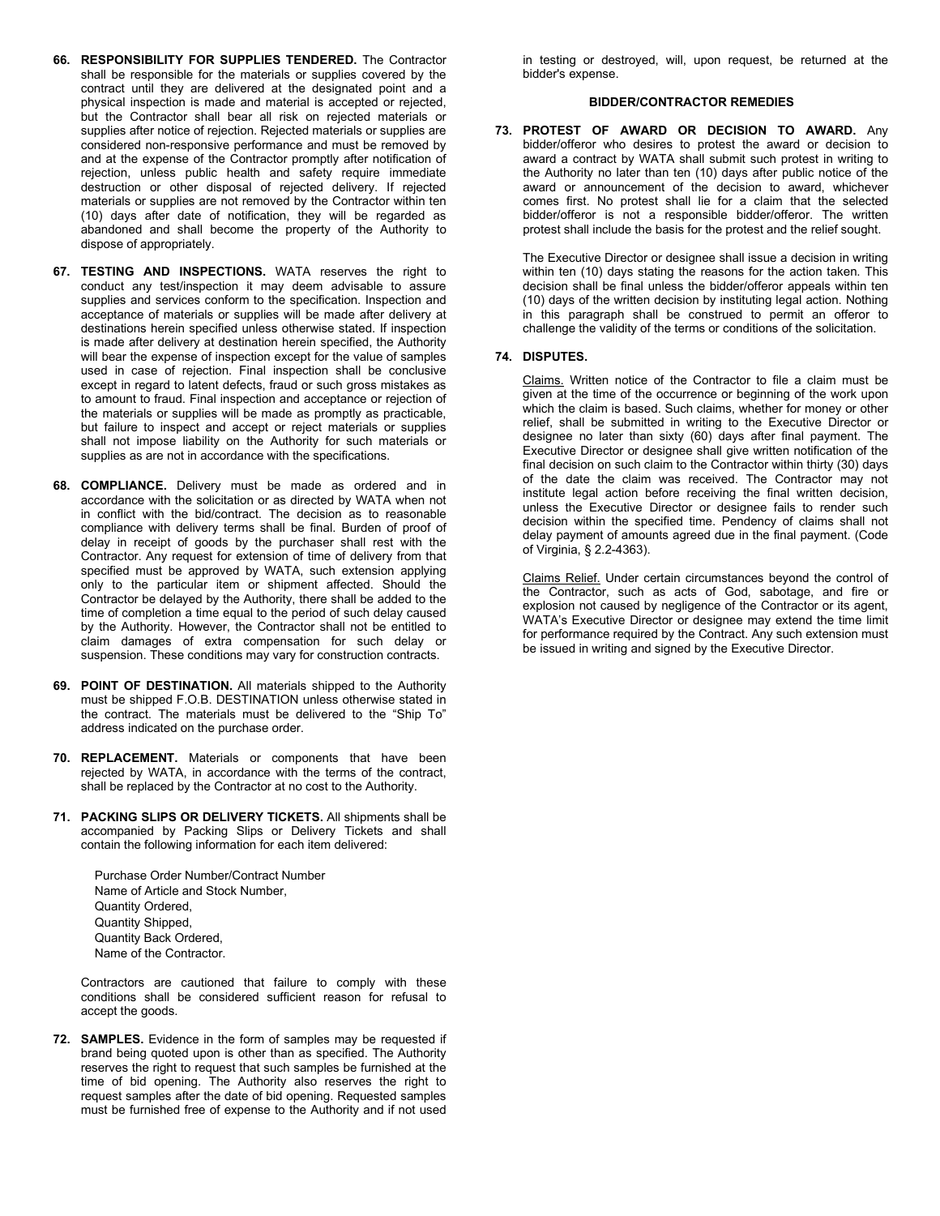**66. RESPONSIBILITY FOR SUPPLIES TENDERED.** The Contractor shall be responsible for the materials or supplies covered by the contract until they are delivered at the designated point and a physical inspection is made and material is accepted or rejected, but the Contractor shall bear all risk on rejected materials or supplies after notice of rejection. Rejected materials or supplies are considered non-responsive performance and must be removed by and at the expense of the Contractor promptly after notification of rejection, unless public health and safety require immediate destruction or other disposal of rejected delivery. If rejected materials or supplies are not removed by the Contractor within ten (10) days after date of notification, they will be regarded as abandoned and shall become the property of the Authority to dispose of appropriately.

**67. TESTING AND INSPECTIONS.** WATA reserves the right to conduct any test/inspection it may deem advisable to assure supplies and services conform to the specification. Inspection and acceptance of materials or supplies will be made after delivery at destinations herein specified unless otherwise stated. If inspection is made after delivery at destination herein specified, the Authority will bear the expense of inspection except for the value of samples used in case of rejection. Final inspection shall be conclusive except in regard to latent defects, fraud or such gross mistakes as to amount to fraud. Final inspection and acceptance or rejection of the materials or supplies will be made as promptly as practicable, but failure to inspect and accept or reject materials or supplies shall not impose liability on the Authority for such materials or supplies as are not in accordance with the specifications.

**68. COMPLIANCE.** Delivery must be made as ordered and in accordance with the solicitation or as directed by WATA when not in conflict with the bid/contract. The decision as to reasonable compliance with delivery terms shall be final. Burden of proof of delay in receipt of goods by the purchaser shall rest with the Contractor. Any request for extension of time of delivery from that specified must be approved by WATA, such extension applying only to the particular item or shipment affected. Should the Contractor be delayed by the Authority, there shall be added to the time of completion a time equal to the period of such delay caused by the Authority. However, the Contractor shall not be entitled to claim damages of extra compensation for such delay or suspension. These conditions may vary for construction contracts.

**69. POINT OF DESTINATION.** All materials shipped to the Authority must be shipped F.O.B. DESTINATION unless otherwise stated in the contract. The materials must be delivered to the "Ship To" address indicated on the purchase order.

**70. REPLACEMENT.** Materials or components that have been rejected by WATA, in accordance with the terms of the contract, shall be replaced by the Contractor at no cost to the Authority.

**71. PACKING SLIPS OR DELIVERY TICKETS.** All shipments shall be accompanied by Packing Slips or Delivery Tickets and shall contain the following information for each item delivered:

Purchase Order Number/Contract Number
Name of Article and Stock Number,
Quantity Ordered,
Quantity Shipped,
Quantity Back Ordered,
Name of the Contractor.

Contractors are cautioned that failure to comply with these conditions shall be considered sufficient reason for refusal to accept the goods.

**72. SAMPLES.** Evidence in the form of samples may be requested if brand being quoted upon is other than as specified. The Authority reserves the right to request that such samples be furnished at the time of bid opening. The Authority also reserves the right to request samples after the date of bid opening. Requested samples must be furnished free of expense to the Authority and if not used in testing or destroyed, will, upon request, be returned at the bidder's expense.

### BIDDER/CONTRACTOR REMEDIES

**73. PROTEST OF AWARD OR DECISION TO AWARD.** Any bidder/offeror who desires to protest the award or decision to award a contract by WATA shall submit such protest in writing to the Authority no later than ten (10) days after public notice of the award or announcement of the decision to award, whichever comes first. No protest shall lie for a claim that the selected bidder/offeror is not a responsible bidder/offeror. The written protest shall include the basis for the protest and the relief sought.

The Executive Director or designee shall issue a decision in writing within ten (10) days stating the reasons for the action taken. This decision shall be final unless the bidder/offeror appeals within ten (10) days of the written decision by instituting legal action. Nothing in this paragraph shall be construed to permit an offeror to challenge the validity of the terms or conditions of the solicitation.

**74. DISPUTES.**

Claims. Written notice of the Contractor to file a claim must be given at the time of the occurrence or beginning of the work upon which the claim is based. Such claims, whether for money or other relief, shall be submitted in writing to the Executive Director or designee no later than sixty (60) days after final payment. The Executive Director or designee shall give written notification of the final decision on such claim to the Contractor within thirty (30) days of the date the claim was received. The Contractor may not institute legal action before receiving the final written decision, unless the Executive Director or designee fails to render such decision within the specified time. Pendency of claims shall not delay payment of amounts agreed due in the final payment. (Code of Virginia, § 2.2-4363).

Claims Relief. Under certain circumstances beyond the control of the Contractor, such as acts of God, sabotage, and fire or explosion not caused by negligence of the Contractor or its agent, WATA's Executive Director or designee may extend the time limit for performance required by the Contract. Any such extension must be issued in writing and signed by the Executive Director.